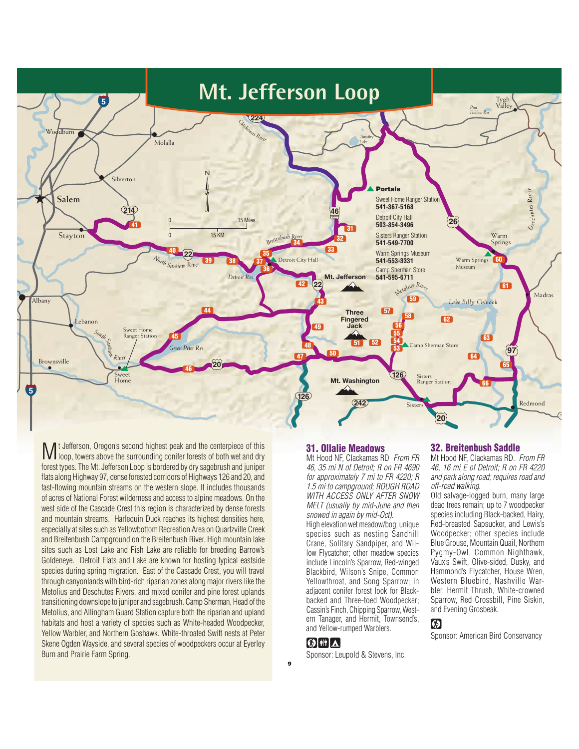# Mt. Jefferson Loop

**Portals**

Sweet Home Ranger Station
541-367-5168

Detroit City Hall
503-854-3496

Sisters Ranger Station
541-549-7700

Warm Springs Museum
541-553-3331

Camp Sherman Store
541-595-6711

Mt Jefferson, Oregon's second highest peak and the centerpiece of this loop, towers above the surrounding conifer forests of both wet and dry forest types. The Mt. Jefferson Loop is bordered by dry sagebrush and juniper flats along Highway 97, dense forested corridors of Highways 126 and 20, and fast-flowing mountain streams on the western slope. It includes thousands of acres of National Forest wilderness and access to alpine meadows. On the west side of the Cascade Crest this region is characterized by dense forests and mountain streams. Harlequin Duck reaches its highest densities here, especially at sites such as Yellowbottom Recreation Area on Quartzville Creek and Breitenbush Campground on the Breitenbush River. High mountain lake sites such as Lost Lake and Fish Lake are reliable for breeding Barrow's Goldeneye. Detroit Flats and Lake are known for hosting typical eastside species during spring migration. East of the Cascade Crest, you will travel through canyonlands with bird-rich riparian zones along major rivers like the Metolius and Deschutes Rivers, and mixed conifer and pine forest uplands transitioning downslope to juniper and sagebrush. Camp Sherman, Head of the Metolius, and Allingham Guard Station capture both the riparian and upland habitats and host a variety of species such as White-headed Woodpecker, Yellow Warbler, and Northern Goshawk. White-throated Swift nests at Peter Skene Ogden Wayside, and several species of woodpeckers occur at Eyerley Burn and Prairie Farm Spring.

## 31. Ollalie Meadows

Mt Hood NF, Clackamas RD *From FR 46, 35 mi N of Detroit; R on FR 4690 for approximately 7 mi to FR 4220; R 1.5 mi to campground; ROUGH ROAD WITH ACCESS ONLY AFTER SNOW MELT (usually by mid-June and then snowed in again by mid-Oct).*

High elevation wet meadow/bog; unique species such as nesting Sandhill Crane, Solitary Sandpiper, and Willow Flycatcher; other meadow species include Lincoln's Sparrow, Red-winged Blackbird, Wilson's Snipe, Common Yellowthroat, and Song Sparrow; in adjacent conifer forest look for Black-backed and Three-toed Woodpecker; Cassin's Finch, Chipping Sparrow, Western Tanager, and Hermit, Townsend's, and Yellow-rumped Warblers.

Sponsor: Leupold & Stevens, Inc.

## 32. Breitenbush Saddle

Mt Hood NF, Clackamas RD. *From FR 46, 16 mi E of Detroit; R on FR 4220 and park along road; requires road and off-road walking.*

Old salvage-logged burn, many large dead trees remain; up to 7 woodpecker species including Black-backed, Hairy, Red-breasted Sapsucker, and Lewis's Woodpecker; other species include Blue Grouse, Mountain Quail, Northern Pygmy-Owl, Common Nighthawk, Vaux's Swift, Olive-sided, Dusky, and Hammond's Flycatcher, House Wren, Western Bluebird, Nashville Warbler, Hermit Thrush, White-crowned Sparrow, Red Crossbill, Pine Siskin, and Evening Grosbeak.

Sponsor: American Bird Conservancy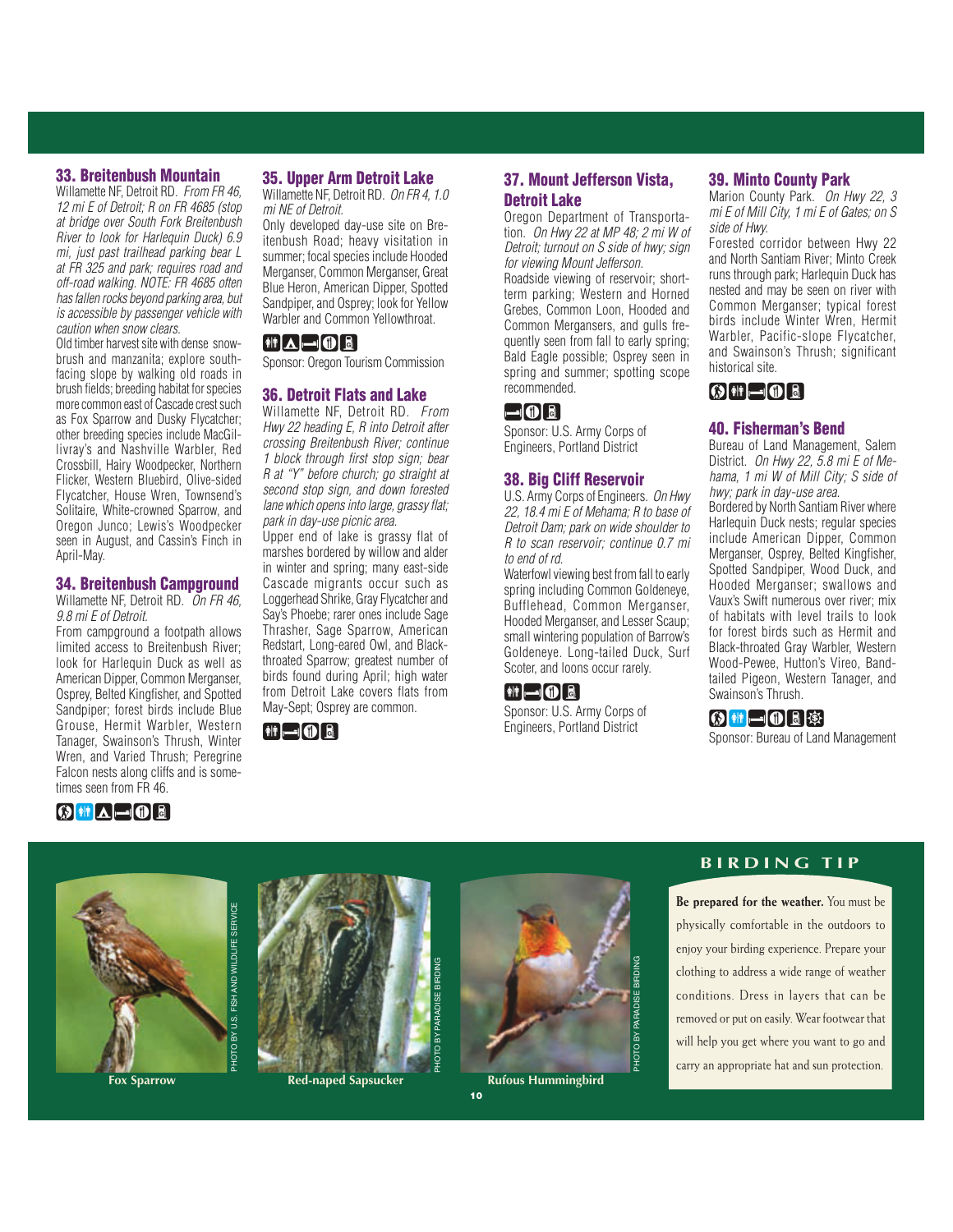## 33. Breitenbush Mountain

Willamette NF, Detroit RD. *From FR 46, 12 mi E of Detroit; R on FR 4685 (stop at bridge over South Fork Breitenbush River to look for Harlequin Duck) 6.9 mi, just past trailhead parking bear L at FR 325 and park; requires road and off-road walking. NOTE: FR 4685 often has fallen rocks beyond parking area, but is accessible by passenger vehicle with caution when snow clears.*

Old timber harvest site with dense snowbrush and manzanita; explore south-facing slope by walking old roads in brush fields; breeding habitat for species more common east of Cascade crest such as Fox Sparrow and Dusky Flycatcher; other breeding species include MacGillivray's and Nashville Warbler, Red Crossbill, Hairy Woodpecker, Northern Flicker, Western Bluebird, Olive-sided Flycatcher, House Wren, Townsend's Solitaire, White-crowned Sparrow, and Oregon Junco; Lewis's Woodpecker seen in August, and Cassin's Finch in April-May.

## 34. Breitenbush Campground

Willamette NF, Detroit RD. *On FR 46, 9.8 mi E of Detroit.*

From campground a footpath allows limited access to Breitenbush River; look for Harlequin Duck as well as American Dipper, Common Merganser, Osprey, Belted Kingfisher, and Spotted Sandpiper; forest birds include Blue Grouse, Hermit Warbler, Western Tanager, Swainson's Thrush, Winter Wren, and Varied Thrush; Peregrine Falcon nests along cliffs and is sometimes seen from FR 46.

## 35. Upper Arm Detroit Lake

Willamette NF, Detroit RD. *On FR 4, 1.0 mi NE of Detroit.*

Only developed day-use site on Breitenbush Road; heavy visitation in summer; focal species include Hooded Merganser, Common Merganser, Great Blue Heron, American Dipper, Spotted Sandpiper, and Osprey; look for Yellow Warbler and Common Yellowthroat.

Sponsor: Oregon Tourism Commission

## 36. Detroit Flats and Lake

Willamette NF, Detroit RD. *From Hwy 22 heading E, R into Detroit after crossing Breitenbush River; continue 1 block through first stop sign; bear R at "Y" before church; go straight at second stop sign, and down forested lane which opens into large, grassy flat; park in day-use picnic area.*

Upper end of lake is grassy flat of marshes bordered by willow and alder in winter and spring; many east-side Cascade migrants occur such as Loggerhead Shrike, Gray Flycatcher and Say's Phoebe; rarer ones include Sage Thrasher, Sage Sparrow, American Redstart, Long-eared Owl, and Black-throated Sparrow; greatest number of birds found during April; high water from Detroit Lake covers flats from May-Sept; Osprey are common.

## 37. Mount Jefferson Vista, Detroit Lake

Oregon Department of Transportation. *On Hwy 22 at MP 48; 2 mi W of Detroit; turnout on S side of hwy; sign for viewing Mount Jefferson.*

Roadside viewing of reservoir; short-term parking; Western and Horned Grebes, Common Loon, Hooded and Common Mergansers, and gulls frequently seen from fall to early spring; Bald Eagle possible; Osprey seen in spring and summer; spotting scope recommended.

Sponsor: U.S. Army Corps of Engineers, Portland District

## 38. Big Cliff Reservoir

U.S. Army Corps of Engineers. *On Hwy 22, 18.4 mi E of Mehama; R to base of Detroit Dam; park on wide shoulder to R to scan reservoir; continue 0.7 mi to end of rd.*

Waterfowl viewing best from fall to early spring including Common Goldeneye, Bufflehead, Common Merganser, Hooded Merganser, and Lesser Scaup; small wintering population of Barrow's Goldeneye. Long-tailed Duck, Surf Scoter, and loons occur rarely.

Sponsor: U.S. Army Corps of Engineers, Portland District

## 39. Minto County Park

Marion County Park. *On Hwy 22, 3 mi E of Mill City, 1 mi E of Gates; on S side of Hwy.*

Forested corridor between Hwy 22 and North Santiam River; Minto Creek runs through park; Harlequin Duck has nested and may be seen on river with Common Merganser; typical forest birds include Winter Wren, Hermit Warbler, Pacific-slope Flycatcher, and Swainson's Thrush; significant historical site.

## 40. Fisherman's Bend

Bureau of Land Management, Salem District. *On Hwy 22, 5.8 mi E of Mehama, 1 mi W of Mill City; S side of hwy; park in day-use area.*

Bordered by North Santiam River where Harlequin Duck nests; regular species include American Dipper, Common Merganser, Osprey, Belted Kingfisher, Spotted Sandpiper, Wood Duck, and Hooded Merganser; swallows and Vaux's Swift numerous over river; mix of habitats with level trails to look for forest birds such as Hermit and Black-throated Gray Warbler, Western Wood-Pewee, Hutton's Vireo, Band-tailed Pigeon, Western Tanager, and Swainson's Thrush.

Sponsor: Bureau of Land Management

PHOTO BY U.S. FISH AND WILDLIFE SERVICE

Fox Sparrow

PHOTO BY PARADISE BIRDING

Red-naped Sapsucker

PHOTO BY PARADISE BIRDING

Rufous Hummingbird

### BIRDING TIP

**Be prepared for the weather.** You must be physically comfortable in the outdoors to enjoy your birding experience. Prepare your clothing to address a wide range of weather conditions. Dress in layers that can be removed or put on easily. Wear footwear that will help you get where you want to go and carry an appropriate hat and sun protection.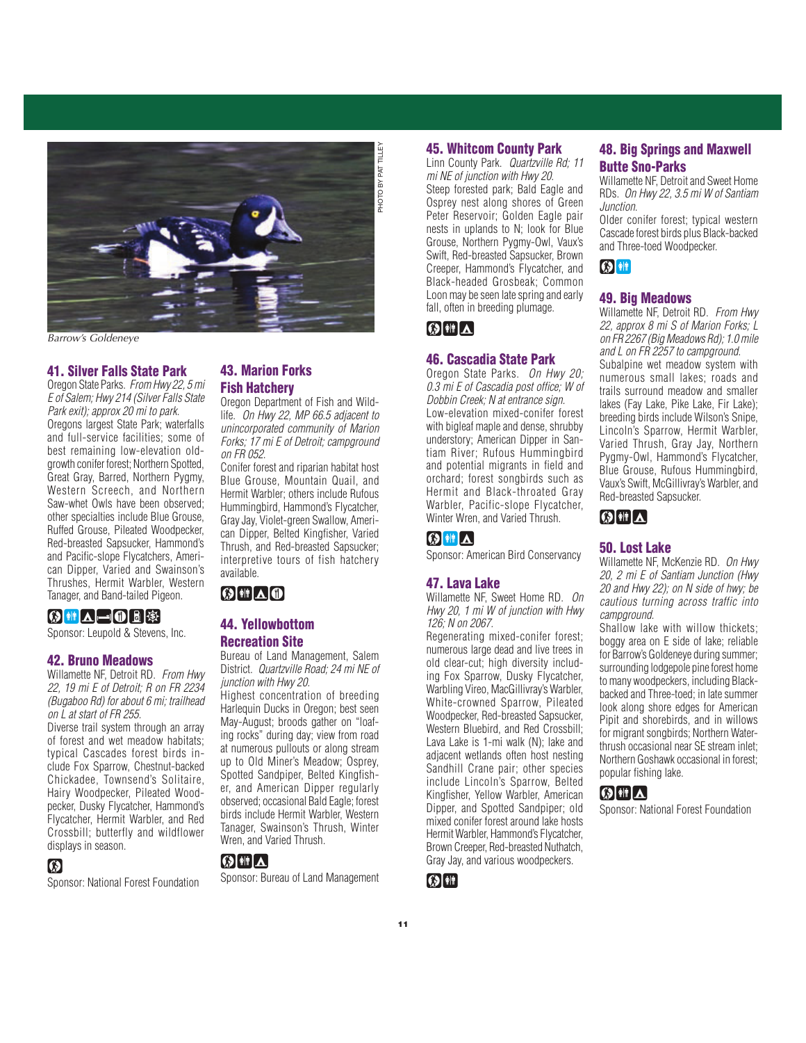Barrow's Goldeneye

PHOTO BY PAT TILLEY

### 41. Silver Falls State Park

Oregon State Parks. *From Hwy 22, 5 mi E of Salem; Hwy 214 (Silver Falls State Park exit); approx 20 mi to park.*

Oregons largest State Park; waterfalls and full-service facilities; some of best remaining low-elevation old-growth conifer forest; Northern Spotted, Great Gray, Barred, Northern Pygmy, Western Screech, and Northern Saw-whet Owls have been observed; other specialties include Blue Grouse, Ruffed Grouse, Pileated Woodpecker, Red-breasted Sapsucker, Hammond's and Pacific-slope Flycatchers, American Dipper, Varied and Swainson's Thrushes, Hermit Warbler, Western Tanager, and Band-tailed Pigeon.

Sponsor: Leupold & Stevens, Inc.

### 42. Bruno Meadows

Willamette NF, Detroit RD. *From Hwy 22, 19 mi E of Detroit; R on FR 2234 (Bugaboo Rd) for about 6 mi; trailhead on L at start of FR 255.*

Diverse trail system through an array of forest and wet meadow habitats; typical Cascades forest birds include Fox Sparrow, Chestnut-backed Chickadee, Townsend's Solitaire, Hairy Woodpecker, Pileated Woodpecker, Dusky Flycatcher, Hammond's Flycatcher, Hermit Warbler, and Red Crossbill; butterfly and wildflower displays in season.

Sponsor: National Forest Foundation

### 43. Marion Forks Fish Hatchery

Oregon Department of Fish and Wildlife. *On Hwy 22, MP 66.5 adjacent to unincorporated community of Marion Forks; 17 mi E of Detroit; campground on FR 052.*

Conifer forest and riparian habitat host Blue Grouse, Mountain Quail, and Hermit Warbler; others include Rufous Hummingbird, Hammond's Flycatcher, Gray Jay, Violet-green Swallow, American Dipper, Belted Kingfisher, Varied Thrush, and Red-breasted Sapsucker; interpretive tours of fish hatchery available.

### 44. Yellowbottom Recreation Site

Bureau of Land Management, Salem District. *Quartzville Road; 24 mi NE of junction with Hwy 20.*

Highest concentration of breeding Harlequin Ducks in Oregon; best seen May-August; broods gather on "loafing rocks" during day; view from road at numerous pullouts or along stream up to Old Miner's Meadow; Osprey, Spotted Sandpiper, Belted Kingfisher, and American Dipper regularly observed; occasional Bald Eagle; forest birds include Hermit Warbler, Western Tanager, Swainson's Thrush, Winter Wren, and Varied Thrush.

Sponsor: Bureau of Land Management

### 45. Whitcom County Park

Linn County Park. *Quartzville Rd; 11 mi NE of junction with Hwy 20.*

Steep forested park; Bald Eagle and Osprey nest along shores of Green Peter Reservoir; Golden Eagle pair nests in uplands to N; look for Blue Grouse, Northern Pygmy-Owl, Vaux's Swift, Red-breasted Sapsucker, Brown Creeper, Hammond's Flycatcher, and Black-headed Grosbeak; Common Loon may be seen late spring and early fall, often in breeding plumage.

### 46. Cascadia State Park

Oregon State Parks. *On Hwy 20; 0.3 mi E of Cascadia post office; W of Dobbin Creek; N at entrance sign.*

Low-elevation mixed-conifer forest with bigleaf maple and dense, shrubby understory; American Dipper in Santiam River; Rufous Hummingbird and potential migrants in field and orchard; forest songbirds such as Hermit and Black-throated Gray Warbler, Pacific-slope Flycatcher, Winter Wren, and Varied Thrush.

Sponsor: American Bird Conservancy

### 47. Lava Lake

Willamette NF, Sweet Home RD. *On Hwy 20, 1 mi W of junction with Hwy 126; N on 2067.*

Regenerating mixed-conifer forest; numerous large dead and live trees in old clear-cut; high diversity including Fox Sparrow, Dusky Flycatcher, Warbling Vireo, MacGillivray's Warbler, White-crowned Sparrow, Pileated Woodpecker, Red-breasted Sapsucker, Western Bluebird, and Red Crossbill; Lava Lake is 1-mi walk (N); lake and adjacent wetlands often host nesting Sandhill Crane pair; other species include Lincoln's Sparrow, Belted Kingfisher, Yellow Warbler, American Dipper, and Spotted Sandpiper; old mixed conifer forest around lake hosts Hermit Warbler, Hammond's Flycatcher, Brown Creeper, Red-breasted Nuthatch, Gray Jay, and various woodpeckers.

### 48. Big Springs and Maxwell Butte Sno-Parks

Willamette NF, Detroit and Sweet Home RDs. *On Hwy 22, 3.5 mi W of Santiam Junction.*

Older conifer forest; typical western Cascade forest birds plus Black-backed and Three-toed Woodpecker.

### 49. Big Meadows

Willamette NF, Detroit RD. *From Hwy 22, approx 8 mi S of Marion Forks; L on FR 2267 (Big Meadows Rd); 1.0 mile and L on FR 2257 to campground.*

Subalpine wet meadow system with numerous small lakes; roads and trails surround meadow and smaller lakes (Fay Lake, Pike Lake, Fir Lake); breeding birds include Wilson's Snipe, Lincoln's Sparrow, Hermit Warbler, Varied Thrush, Gray Jay, Northern Pygmy-Owl, Hammond's Flycatcher, Blue Grouse, Rufous Hummingbird, Vaux's Swift, McGillivray's Warbler, and Red-breasted Sapsucker.

### 50. Lost Lake

Willamette NF, McKenzie RD. *On Hwy 20, 2 mi E of Santiam Junction (Hwy 20 and Hwy 22); on N side of hwy; be cautious turning across traffic into campground.*

Shallow lake with willow thickets; boggy area on E side of lake; reliable for Barrow's Goldeneye during summer; surrounding lodgepole pine forest home to many woodpeckers, including Black-backed and Three-toed; in late summer look along shore edges for American Pipit and shorebirds, and in willows for migrant songbirds; Northern Waterthrush occasional near SE stream inlet; Northern Goshawk occasional in forest; popular fishing lake.

Sponsor: National Forest Foundation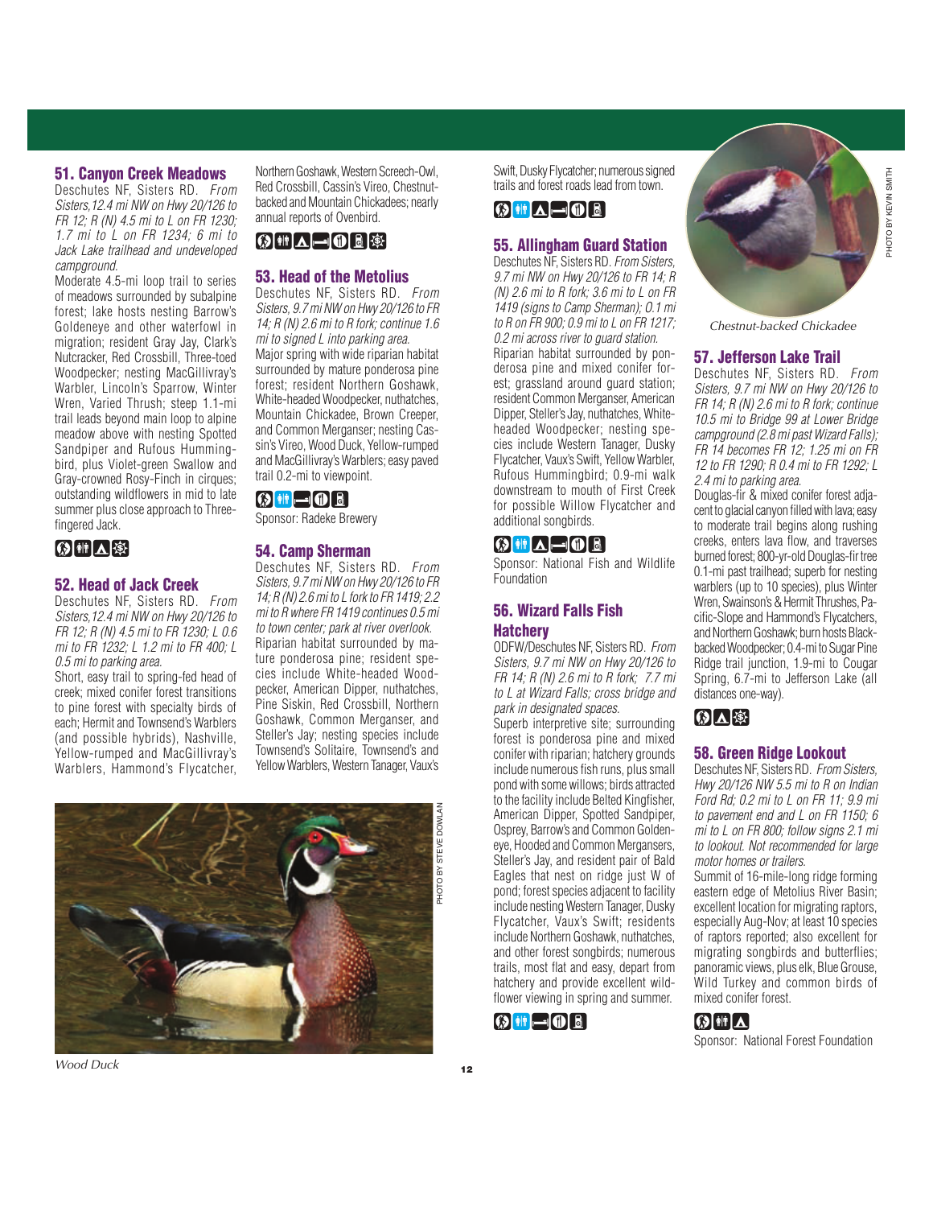## 51. Canyon Creek Meadows

Deschutes NF, Sisters RD. *From Sisters, 12.4 mi NW on Hwy 20/126 to FR 12; R (N) 4.5 mi to L on FR 1230; 1.7 mi to L on FR 1234; 6 mi to Jack Lake trailhead and undeveloped campground.*

Moderate 4.5-mi loop trail to series of meadows surrounded by subalpine forest; lake hosts nesting Barrow's Goldeneye and other waterfowl in migration; resident Gray Jay, Clark's Nutcracker, Red Crossbill, Three-toed Woodpecker; nesting MacGillivray's Warbler, Lincoln's Sparrow, Winter Wren, Varied Thrush; steep 1.1-mi trail leads beyond main loop to alpine meadow above with nesting Spotted Sandpiper and Rufous Hummingbird, plus Violet-green Swallow and Gray-crowned Rosy-Finch in cirques; outstanding wildflowers in mid to late summer plus close approach to Three-fingered Jack.

## 52. Head of Jack Creek

Deschutes NF, Sisters RD. *From Sisters, 12.4 mi NW on Hwy 20/126 to FR 12; R (N) 4.5 mi to FR 1230; L 0.6 mi to FR 1232; L 1.2 mi to FR 400; L 0.5 mi to parking area.*

Short, easy trail to spring-fed head of creek; mixed conifer forest transitions to pine forest with specialty birds of each; Hermit and Townsend's Warblers (and possible hybrids), Nashville, Yellow-rumped and MacGillivray's Warblers, Hammond's Flycatcher, Northern Goshawk, Western Screech-Owl, Red Crossbill, Cassin's Vireo, Chestnut-backed and Mountain Chickadees; nearly annual reports of Ovenbird.

## 53. Head of the Metolius

Deschutes NF, Sisters RD. *From Sisters, 9.7 mi NW on Hwy 20/126 to FR 14; R (N) 2.6 mi to R fork; continue 1.6 mi to signed L into parking area.*

Major spring with wide riparian habitat surrounded by mature ponderosa pine forest; resident Northern Goshawk, White-headed Woodpecker, nuthatches, Mountain Chickadee, Brown Creeper, and Common Merganser; nesting Cassin's Vireo, Wood Duck, Yellow-rumped and MacGillivray's Warblers; easy paved trail 0.2-mi to viewpoint.

Sponsor: Radeke Brewery

## 54. Camp Sherman

Deschutes NF, Sisters RD. *From Sisters, 9.7 mi NW on Hwy 20/126 to FR 14; R (N) 2.6 mi to L fork to FR 1419; 2.2 mi to R where FR 1419 continues 0.5 mi to town center; park at river overlook.*

Riparian habitat surrounded by mature ponderosa pine; resident species include White-headed Woodpecker, American Dipper, nuthatches, Pine Siskin, Red Crossbill, Northern Goshawk, Common Merganser, and Steller's Jay; nesting species include Townsend's Solitaire, Townsend's and Yellow Warblers, Western Tanager, Vaux's Swift, Dusky Flycatcher; numerous signed trails and forest roads lead from town.

Wood Duck

## 55. Allingham Guard Station

Deschutes NF, Sisters RD. *From Sisters, 9.7 mi NW on Hwy 20/126 to FR 14; R (N) 2.6 mi to R fork; 3.6 mi to L on FR 1419 (signs to Camp Sherman); 0.1 mi to R on FR 900; 0.9 mi to L on FR 1217; 0.2 mi across river to guard station.*

Riparian habitat surrounded by ponderosa pine and mixed conifer forest; grassland around guard station; resident Common Merganser, American Dipper, Steller's Jay, nuthatches, White-headed Woodpecker; nesting species include Western Tanager, Dusky Flycatcher, Vaux's Swift, Yellow Warbler, Rufous Hummingbird; 0.9-mi walk downstream to mouth of First Creek for possible Willow Flycatcher and additional songbirds.

Sponsor: National Fish and Wildlife Foundation

## 56. Wizard Falls Fish Hatchery

ODFW/Deschutes NF, Sisters RD. *From Sisters, 9.7 mi NW on Hwy 20/126 to FR 14; R (N) 2.6 mi to R fork; 7.7 mi to L at Wizard Falls; cross bridge and park in designated spaces.*

Superb interpretive site; surrounding forest is ponderosa pine and mixed conifer with riparian; hatchery grounds include numerous fish runs, plus small pond with some willows; birds attracted to the facility include Belted Kingfisher, American Dipper, Spotted Sandpiper, Osprey, Barrow's and Common Goldeneye, Hooded and Common Mergansers, Steller's Jay, and resident pair of Bald Eagles that nest on ridge just W of pond; forest species adjacent to facility include nesting Western Tanager, Dusky Flycatcher, Vaux's Swift; residents include Northern Goshawk, nuthatches, and other forest songbirds; numerous trails, most flat and easy, depart from hatchery and provide excellent wildflower viewing in spring and summer.

Chestnut-backed Chickadee

## 57. Jefferson Lake Trail

Deschutes NF, Sisters RD. *From Sisters, 9.7 mi NW on Hwy 20/126 to FR 14; R (N) 2.6 mi to R fork; continue 10.5 mi to Bridge 99 at Lower Bridge campground (2.8 mi past Wizard Falls); FR 14 becomes FR 12; 1.25 mi on FR 12 to FR 1290; R 0.4 mi to FR 1292; L 2.4 mi to parking area.*

Douglas-fir & mixed conifer forest adjacent to glacial canyon filled with lava; easy to moderate trail begins along rushing creeks, enters lava flow, and traverses burned forest; 800-yr-old Douglas-fir tree 0.1-mi past trailhead; superb for nesting warblers (up to 10 species), plus Winter Wren, Swainson's & Hermit Thrushes, Pacific-Slope and Hammond's Flycatchers, and Northern Goshawk; burn hosts Black-backed Woodpecker; 0.4-mi to Sugar Pine Ridge trail junction, 1.9-mi to Cougar Spring, 6.7-mi to Jefferson Lake (all distances one-way).

## 58. Green Ridge Lookout

Deschutes NF, Sisters RD. *From Sisters, Hwy 20/126 NW 5.5 mi to R on Indian Ford Rd; 0.2 mi to L on FR 11; 9.9 mi to pavement end and L on FR 1150; 6 mi to L on FR 800; follow signs 2.1 mi to lookout. Not recommended for large motor homes or trailers.*

Summit of 16-mile-long ridge forming eastern edge of Metolius River Basin; excellent location for migrating raptors, especially Aug-Nov; at least 10 species of raptors reported; also excellent for migrating songbirds and butterflies; panoramic views, plus elk, Blue Grouse, Wild Turkey and common birds of mixed conifer forest.

Sponsor: National Forest Foundation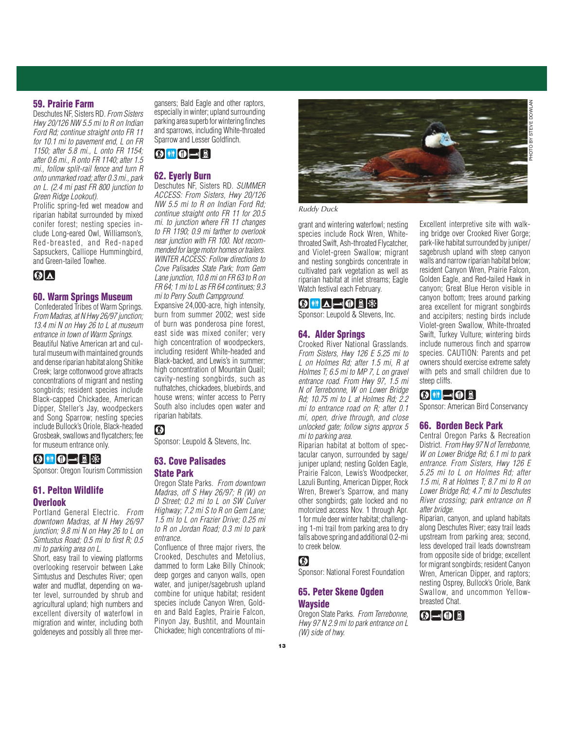## 59. Prairie Farm

Deschutes NF, Sisters RD. *From Sisters Hwy 20/126 NW 5.5 mi to R on Indian Ford Rd; continue straight onto FR 11 for 10.1 mi to pavement end, L on FR 1150; after 5.8 mi., L onto FR 1154; after 0.6 mi., R onto FR 1140; after 1.5 mi., follow split-rail fence and turn R onto unmarked road; after 0.3 mi., park on L. (2.4 mi past FR 800 junction to Green Ridge Lookout).*

Prolific spring-fed wet meadow and riparian habitat surrounded by mixed conifer forest; nesting species include Long-eared Owl, Williamson's, Red-breasted, and Red-naped Sapsuckers, Calliope Hummingbird, and Green-tailed Towhee.

## 60. Warm Springs Museum

Confederated Tribes of Warm Springs. *From Madras, at N Hwy 26/97 junction; 13.4 mi N on Hwy 26 to L at museum entrance in town of Warm Springs.*

Beautiful Native American art and cultural museum with maintained grounds and dense riparian habitat along Shitike Creek; large cottonwood grove attracts concentrations of migrant and nesting songbirds; resident species include Black-capped Chickadee, American Dipper, Steller's Jay, woodpeckers and Song Sparrow; nesting species include Bullock's Oriole, Black-headed Grosbeak, swallows and flycatchers; fee for museum entrance only.

Sponsor: Oregon Tourism Commission

## 61. Pelton Wildlife Overlook

Portland General Electric. *From downtown Madras, at N Hwy 26/97 junction; 9.8 mi N on Hwy 26 to L on Simtustus Road; 0.5 mi to first R; 0.5 mi to parking area on L.*

Short, easy trail to viewing platforms overlooking reservoir between Lake Simtustus and Deschutes River; open water and mudflat, depending on water level, surrounded by shrub and agricultural upland; high numbers and excellent diversity of waterfowl in migration and winter, including both goldeneyes and possibly all three mergansers; Bald Eagle and other raptors, especially in winter; upland surrounding parking area superb for wintering finches and sparrows, including White-throated Sparrow and Lesser Goldfinch.

## 62. Eyerly Burn

Deschutes NF, Sisters RD. *SUMMER ACCESS: From Sisters, Hwy 20/126 NW 5.5 mi to R on Indian Ford Rd; continue straight onto FR 11 for 20.5 mi. to junction where FR 11 changes to FR 1190; 0.9 mi farther to overlook near junction with FR 100. Not recommended for large motor homes or trailers. WINTER ACCESS: Follow directions to Cove Palisades State Park; from Gem Lane junction, 10.8 mi on FR 63 to R on FR 64; 1 mi to L as FR 64 continues; 9.3 mi to Perry South Campground.*

Expansive 24,000-acre, high intensity, burn from summer 2002; west side of burn was ponderosa pine forest, east side was mixed conifer; very high concentration of woodpeckers, including resident White-headed and Black-backed, and Lewis's in summer; high concentration of Mountain Quail; cavity-nesting songbirds, such as nuthatches, chickadees, bluebirds, and house wrens; winter access to Perry South also includes open water and riparian habitats.

Sponsor: Leupold & Stevens, Inc.

## 63. Cove Palisades State Park

Oregon State Parks. *From downtown Madras, off S Hwy 26/97; R (W) on D Street; 0.2 mi to L on SW Culver Highway; 7.2 mi S to R on Gem Lane; 1.5 mi to L on Frazier Drive; 0.25 mi to R on Jordan Road; 0.3 mi to park entrance.*

Confluence of three major rivers, the Crooked, Deschutes and Metolius, dammed to form Lake Billy Chinook; deep gorges and canyon walls, open water, and juniper/sagebrush upland combine for unique habitat; resident species include Canyon Wren, Golden and Bald Eagles, Prairie Falcon, Pinyon Jay, Bushtit, and Mountain Chickadee; high concentrations of migrant and wintering waterfowl; nesting species include Rock Wren, White-throated Swift, Ash-throated Flycatcher, and Violet-green Swallow; migrant and nesting songbirds concentrate in cultivated park vegetation as well as riparian habitat at inlet streams; Eagle Watch festival each February.

Sponsor: Leupold & Stevens, Inc.

*Ruddy Duck*

PHOTO BY STEVE DOWLAN

## 64. Alder Springs

Crooked River National Grasslands. *From Sisters, Hwy 126 E 5.25 mi to L on Holmes Rd; after 1.5 mi, R at Holmes T; 6.5 mi to MP 7, L on gravel entrance road. From Hwy 97, 1.5 mi N of Terrebonne, W on Lower Bridge Rd; 10.75 mi to L at Holmes Rd; 2.2 mi to entrance road on R; after 0.1 mi, open, drive through, and close unlocked gate; follow signs approx 5 mi to parking area.*

Riparian habitat at bottom of spectacular canyon, surrounded by sage/juniper upland; nesting Golden Eagle, Prairie Falcon, Lewis's Woodpecker, Lazuli Bunting, American Dipper, Rock Wren, Brewer's Sparrow, and many other songbirds; gate locked and no motorized access Nov. 1 through Apr. 1 for mule deer winter habitat; challenging 1-mi trail from parking area to dry falls above spring and additional 0.2-mi to creek below.

Sponsor: National Forest Foundation

## 65. Peter Skene Ogden Wayside

Oregon State Parks. *From Terrebonne, Hwy 97 N 2.9 mi to park entrance on L (W) side of hwy.*

Excellent interpretive site with walking bridge over Crooked River Gorge; park-like habitat surrounded by juniper/sagebrush upland with steep canyon walls and narrow riparian habitat below; resident Canyon Wren, Prairie Falcon, Golden Eagle, and Red-tailed Hawk in canyon; Great Blue Heron visible in canyon bottom; trees around parking area excellent for migrant songbirds and accipiters; nesting birds include Violet-green Swallow, White-throated Swift, Turkey Vulture; wintering birds include numerous finch and sparrow species. CAUTION: Parents and pet owners should exercise extreme safety with pets and small children due to steep cliffs.

Sponsor: American Bird Conservancy

## 66. Borden Beck Park

Central Oregon Parks & Recreation District. *From Hwy 97 N of Terrebonne, W on Lower Bridge Rd; 6.1 mi to park entrance. From Sisters, Hwy 126 E 5.25 mi to L on Holmes Rd; after 1.5 mi, R at Holmes T; 8.7 mi to R on Lower Bridge Rd; 4.7 mi to Deschutes River crossing; park entrance on R after bridge.*

Riparian, canyon, and upland habitats along Deschutes River; easy trail leads upstream from parking area; second, less developed trail leads downstream from opposite side of bridge; excellent for migrant songbirds; resident Canyon Wren, American Dipper, and raptors; nesting Osprey, Bullock's Oriole, Bank Swallow, and uncommon Yellow-breasted Chat.